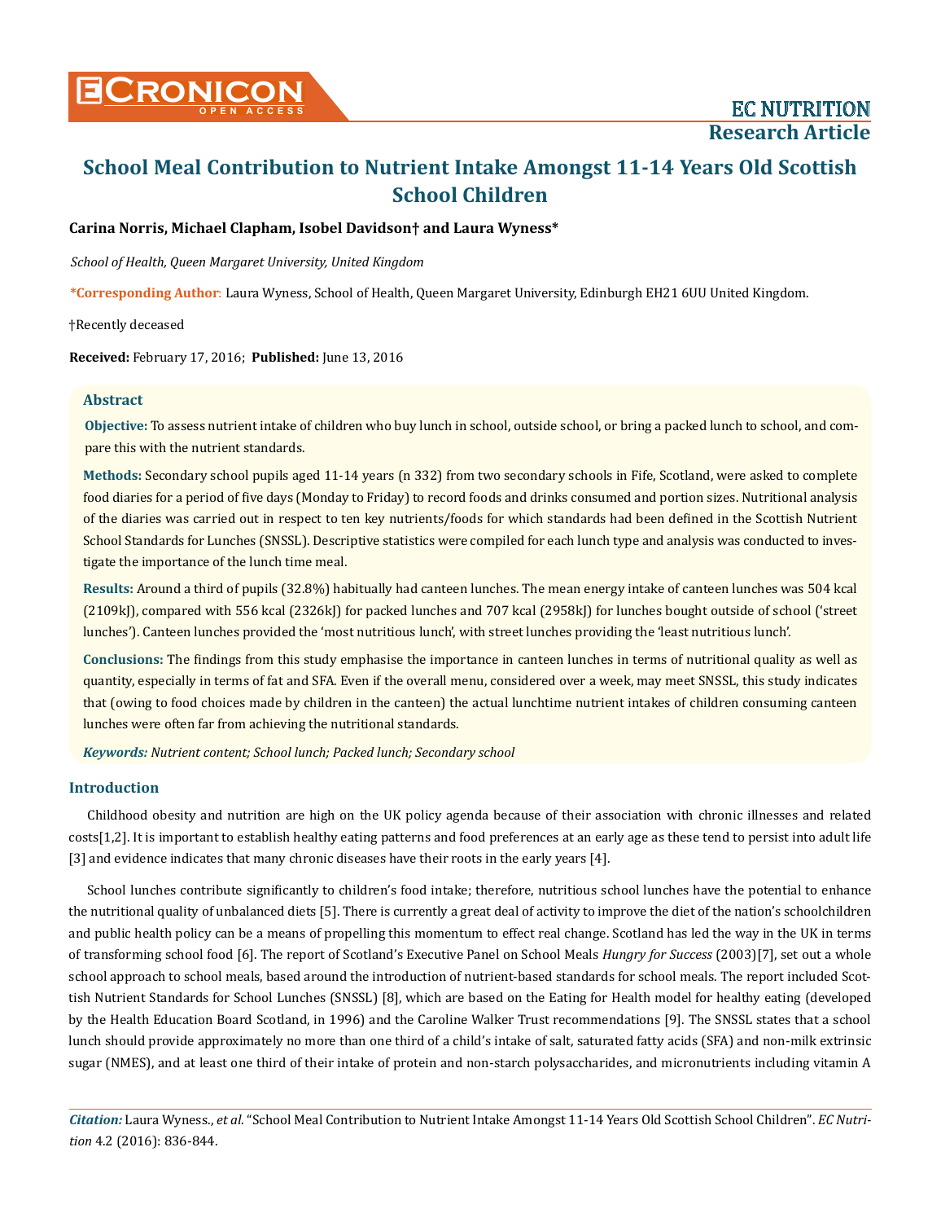# School Meal Contribution to Nutrient Intake Amongst 11-14 Years Old Scottish School Children

**Carina Norris, Michael Clapham, Isobel Davidson† and Laura Wyness***

*School of Health, Queen Margaret University, United Kingdom*

***Corresponding Author**: Laura Wyness, School of Health, Queen Margaret University, Edinburgh EH21 6UU United Kingdom.

†Recently deceased

**Received:** February 17, 2016; **Published:** June 13, 2016

## Abstract

**Objective:** To assess nutrient intake of children who buy lunch in school, outside school, or bring a packed lunch to school, and compare this with the nutrient standards.

**Methods:** Secondary school pupils aged 11-14 years (n 332) from two secondary schools in Fife, Scotland, were asked to complete food diaries for a period of five days (Monday to Friday) to record foods and drinks consumed and portion sizes. Nutritional analysis of the diaries was carried out in respect to ten key nutrients/foods for which standards had been defined in the Scottish Nutrient School Standards for Lunches (SNSSL). Descriptive statistics were compiled for each lunch type and analysis was conducted to investigate the importance of the lunch time meal.

**Results:** Around a third of pupils (32.8%) habitually had canteen lunches. The mean energy intake of canteen lunches was 504 kcal (2109kJ), compared with 556 kcal (2326kJ) for packed lunches and 707 kcal (2958kJ) for lunches bought outside of school ('street lunches'). Canteen lunches provided the 'most nutritious lunch', with street lunches providing the 'least nutritious lunch'.

**Conclusions:** The findings from this study emphasise the importance in canteen lunches in terms of nutritional quality as well as quantity, especially in terms of fat and SFA. Even if the overall menu, considered over a week, may meet SNSSL, this study indicates that (owing to food choices made by children in the canteen) the actual lunchtime nutrient intakes of children consuming canteen lunches were often far from achieving the nutritional standards.

***Keywords:*** *Nutrient content; School lunch; Packed lunch; Secondary school*

## Introduction

Childhood obesity and nutrition are high on the UK policy agenda because of their association with chronic illnesses and related costs[1,2]. It is important to establish healthy eating patterns and food preferences at an early age as these tend to persist into adult life [3] and evidence indicates that many chronic diseases have their roots in the early years [4].

School lunches contribute significantly to children's food intake; therefore, nutritious school lunches have the potential to enhance the nutritional quality of unbalanced diets [5]. There is currently a great deal of activity to improve the diet of the nation's schoolchildren and public health policy can be a means of propelling this momentum to effect real change. Scotland has led the way in the UK in terms of transforming school food [6]. The report of Scotland's Executive Panel on School Meals *Hungry for Success* (2003)[7], set out a whole school approach to school meals, based around the introduction of nutrient-based standards for school meals. The report included Scottish Nutrient Standards for School Lunches (SNSSL) [8], which are based on the Eating for Health model for healthy eating (developed by the Health Education Board Scotland, in 1996) and the Caroline Walker Trust recommendations [9]. The SNSSL states that a school lunch should provide approximately no more than one third of a child's intake of salt, saturated fatty acids (SFA) and non-milk extrinsic sugar (NMES), and at least one third of their intake of protein and non-starch polysaccharides, and micronutrients including vitamin A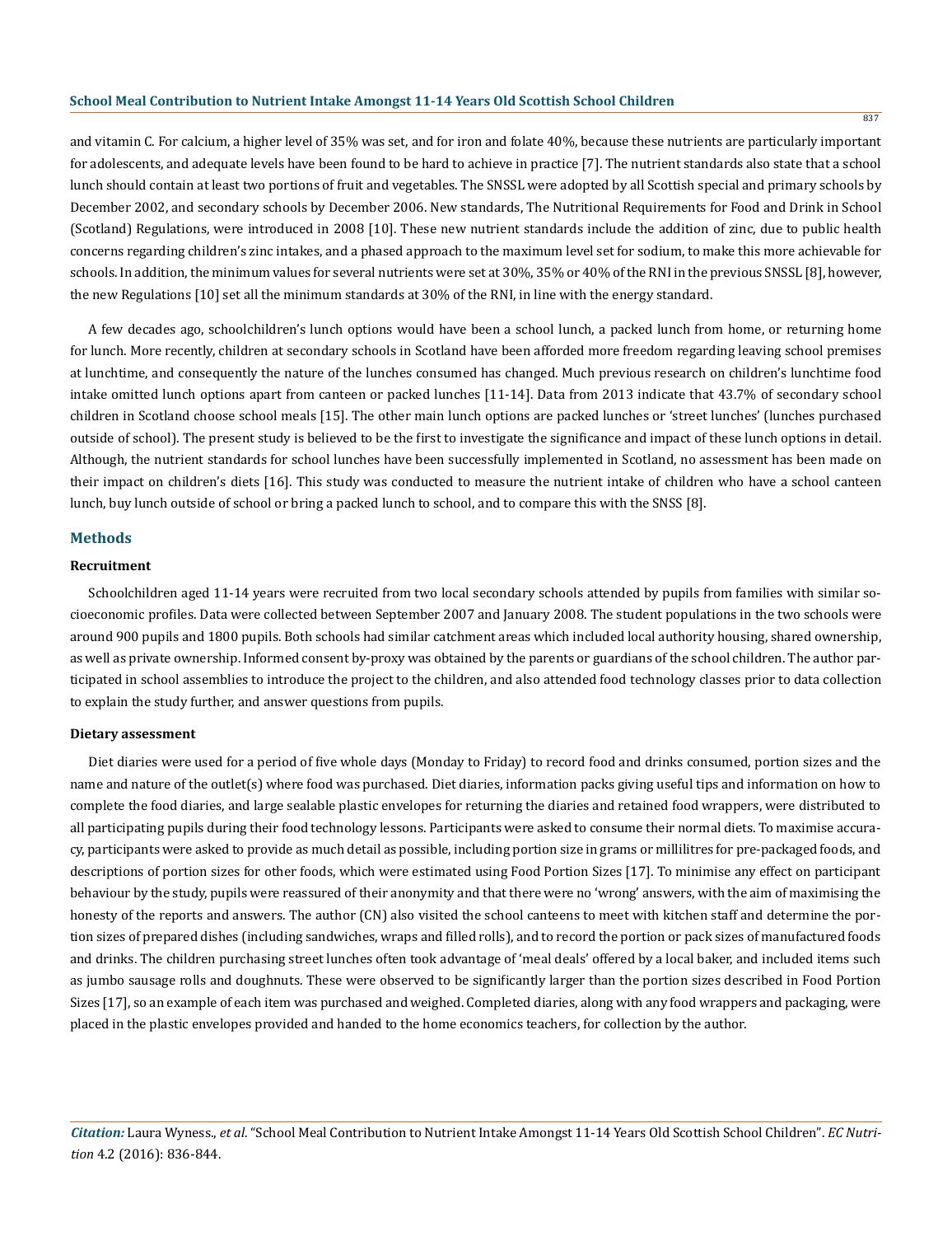and vitamin C. For calcium, a higher level of 35% was set, and for iron and folate 40%, because these nutrients are particularly important for adolescents, and adequate levels have been found to be hard to achieve in practice [7]. The nutrient standards also state that a school lunch should contain at least two portions of fruit and vegetables. The SNSSL were adopted by all Scottish special and primary schools by December 2002, and secondary schools by December 2006. New standards, The Nutritional Requirements for Food and Drink in School (Scotland) Regulations, were introduced in 2008 [10]. These new nutrient standards include the addition of zinc, due to public health concerns regarding children's zinc intakes, and a phased approach to the maximum level set for sodium, to make this more achievable for schools. In addition, the minimum values for several nutrients were set at 30%, 35% or 40% of the RNI in the previous SNSSL [8], however, the new Regulations [10] set all the minimum standards at 30% of the RNI, in line with the energy standard.

A few decades ago, schoolchildren's lunch options would have been a school lunch, a packed lunch from home, or returning home for lunch. More recently, children at secondary schools in Scotland have been afforded more freedom regarding leaving school premises at lunchtime, and consequently the nature of the lunches consumed has changed. Much previous research on children's lunchtime food intake omitted lunch options apart from canteen or packed lunches [11-14]. Data from 2013 indicate that 43.7% of secondary school children in Scotland choose school meals [15]. The other main lunch options are packed lunches or 'street lunches' (lunches purchased outside of school). The present study is believed to be the first to investigate the significance and impact of these lunch options in detail. Although, the nutrient standards for school lunches have been successfully implemented in Scotland, no assessment has been made on their impact on children's diets [16]. This study was conducted to measure the nutrient intake of children who have a school canteen lunch, buy lunch outside of school or bring a packed lunch to school, and to compare this with the SNSS [8].

## Methods

### Recruitment

Schoolchildren aged 11-14 years were recruited from two local secondary schools attended by pupils from families with similar socioeconomic profiles. Data were collected between September 2007 and January 2008. The student populations in the two schools were around 900 pupils and 1800 pupils. Both schools had similar catchment areas which included local authority housing, shared ownership, as well as private ownership. Informed consent by-proxy was obtained by the parents or guardians of the school children. The author participated in school assemblies to introduce the project to the children, and also attended food technology classes prior to data collection to explain the study further, and answer questions from pupils.

### Dietary assessment

Diet diaries were used for a period of five whole days (Monday to Friday) to record food and drinks consumed, portion sizes and the name and nature of the outlet(s) where food was purchased. Diet diaries, information packs giving useful tips and information on how to complete the food diaries, and large sealable plastic envelopes for returning the diaries and retained food wrappers, were distributed to all participating pupils during their food technology lessons. Participants were asked to consume their normal diets. To maximise accuracy, participants were asked to provide as much detail as possible, including portion size in grams or millilitres for pre-packaged foods, and descriptions of portion sizes for other foods, which were estimated using Food Portion Sizes [17]. To minimise any effect on participant behaviour by the study, pupils were reassured of their anonymity and that there were no 'wrong' answers, with the aim of maximising the honesty of the reports and answers. The author (CN) also visited the school canteens to meet with kitchen staff and determine the portion sizes of prepared dishes (including sandwiches, wraps and filled rolls), and to record the portion or pack sizes of manufactured foods and drinks. The children purchasing street lunches often took advantage of 'meal deals' offered by a local baker, and included items such as jumbo sausage rolls and doughnuts. These were observed to be significantly larger than the portion sizes described in Food Portion Sizes [17], so an example of each item was purchased and weighed. Completed diaries, along with any food wrappers and packaging, were placed in the plastic envelopes provided and handed to the home economics teachers, for collection by the author.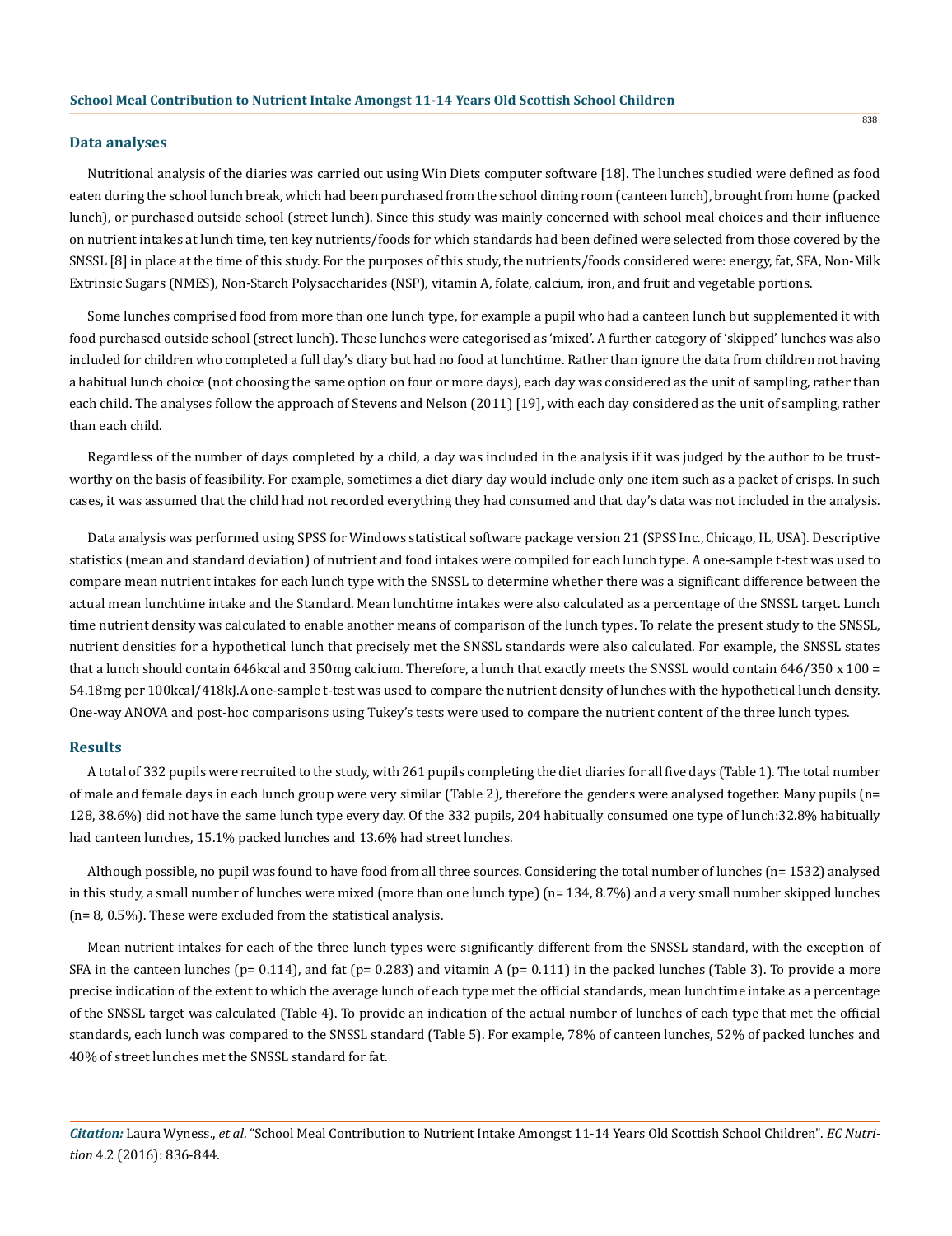## Data analyses

Nutritional analysis of the diaries was carried out using Win Diets computer software [18]. The lunches studied were defined as food eaten during the school lunch break, which had been purchased from the school dining room (canteen lunch), brought from home (packed lunch), or purchased outside school (street lunch). Since this study was mainly concerned with school meal choices and their influence on nutrient intakes at lunch time, ten key nutrients/foods for which standards had been defined were selected from those covered by the SNSSL [8] in place at the time of this study. For the purposes of this study, the nutrients/foods considered were: energy, fat, SFA, Non-Milk Extrinsic Sugars (NMES), Non-Starch Polysaccharides (NSP), vitamin A, folate, calcium, iron, and fruit and vegetable portions.

Some lunches comprised food from more than one lunch type, for example a pupil who had a canteen lunch but supplemented it with food purchased outside school (street lunch). These lunches were categorised as 'mixed'. A further category of 'skipped' lunches was also included for children who completed a full day's diary but had no food at lunchtime. Rather than ignore the data from children not having a habitual lunch choice (not choosing the same option on four or more days), each day was considered as the unit of sampling, rather than each child. The analyses follow the approach of Stevens and Nelson (2011) [19], with each day considered as the unit of sampling, rather than each child.

Regardless of the number of days completed by a child, a day was included in the analysis if it was judged by the author to be trustworthy on the basis of feasibility. For example, sometimes a diet diary day would include only one item such as a packet of crisps. In such cases, it was assumed that the child had not recorded everything they had consumed and that day's data was not included in the analysis.

Data analysis was performed using SPSS for Windows statistical software package version 21 (SPSS Inc., Chicago, IL, USA). Descriptive statistics (mean and standard deviation) of nutrient and food intakes were compiled for each lunch type. A one-sample t-test was used to compare mean nutrient intakes for each lunch type with the SNSSL to determine whether there was a significant difference between the actual mean lunchtime intake and the Standard. Mean lunchtime intakes were also calculated as a percentage of the SNSSL target. Lunch time nutrient density was calculated to enable another means of comparison of the lunch types. To relate the present study to the SNSSL, nutrient densities for a hypothetical lunch that precisely met the SNSSL standards were also calculated. For example, the SNSSL states that a lunch should contain 646kcal and 350mg calcium. Therefore, a lunch that exactly meets the SNSSL would contain 646/350 x 100 = 54.18mg per 100kcal/418kJ.A one-sample t-test was used to compare the nutrient density of lunches with the hypothetical lunch density. One-way ANOVA and post-hoc comparisons using Tukey's tests were used to compare the nutrient content of the three lunch types.

## Results

A total of 332 pupils were recruited to the study, with 261 pupils completing the diet diaries for all five days (Table 1). The total number of male and female days in each lunch group were very similar (Table 2), therefore the genders were analysed together. Many pupils (n= 128, 38.6%) did not have the same lunch type every day. Of the 332 pupils, 204 habitually consumed one type of lunch:32.8% habitually had canteen lunches, 15.1% packed lunches and 13.6% had street lunches.

Although possible, no pupil was found to have food from all three sources. Considering the total number of lunches (n= 1532) analysed in this study, a small number of lunches were mixed (more than one lunch type) (n= 134, 8.7%) and a very small number skipped lunches (n= 8, 0.5%). These were excluded from the statistical analysis.

Mean nutrient intakes for each of the three lunch types were significantly different from the SNSSL standard, with the exception of SFA in the canteen lunches (p= 0.114), and fat (p= 0.283) and vitamin A (p= 0.111) in the packed lunches (Table 3). To provide a more precise indication of the extent to which the average lunch of each type met the official standards, mean lunchtime intake as a percentage of the SNSSL target was calculated (Table 4). To provide an indication of the actual number of lunches of each type that met the official standards, each lunch was compared to the SNSSL standard (Table 5). For example, 78% of canteen lunches, 52% of packed lunches and 40% of street lunches met the SNSSL standard for fat.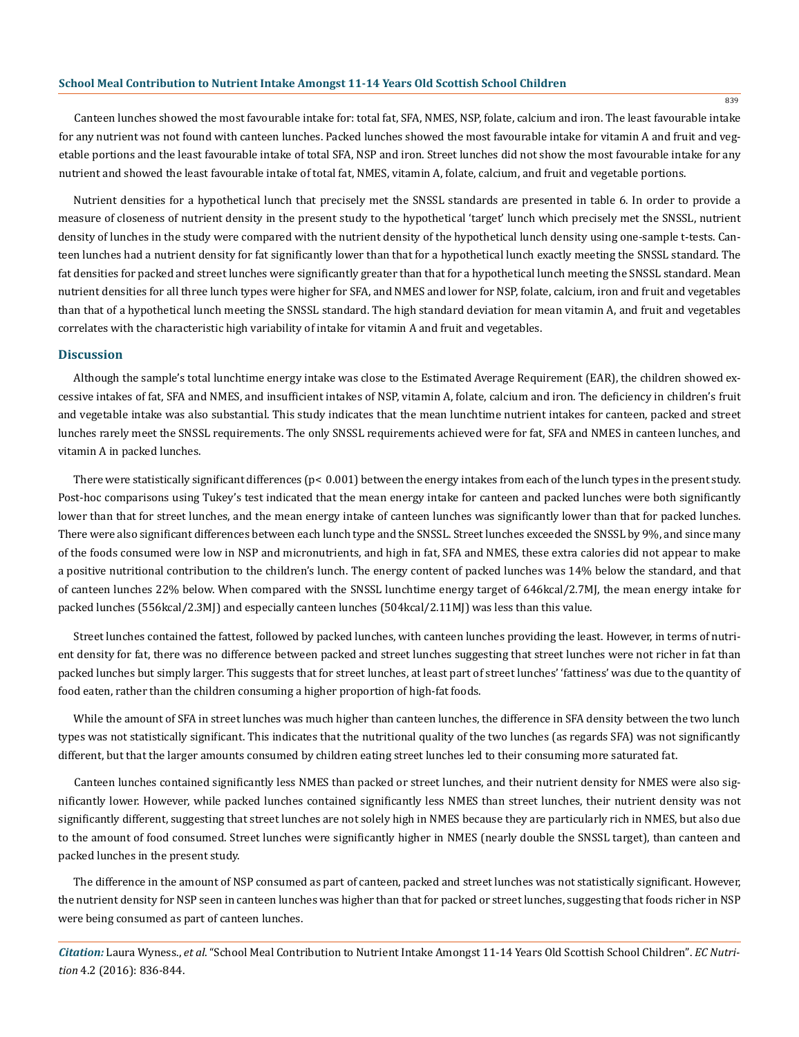Canteen lunches showed the most favourable intake for: total fat, SFA, NMES, NSP, folate, calcium and iron. The least favourable intake for any nutrient was not found with canteen lunches. Packed lunches showed the most favourable intake for vitamin A and fruit and vegetable portions and the least favourable intake of total SFA, NSP and iron. Street lunches did not show the most favourable intake for any nutrient and showed the least favourable intake of total fat, NMES, vitamin A, folate, calcium, and fruit and vegetable portions.

Nutrient densities for a hypothetical lunch that precisely met the SNSSL standards are presented in table 6. In order to provide a measure of closeness of nutrient density in the present study to the hypothetical 'target' lunch which precisely met the SNSSL, nutrient density of lunches in the study were compared with the nutrient density of the hypothetical lunch density using one-sample t-tests. Canteen lunches had a nutrient density for fat significantly lower than that for a hypothetical lunch exactly meeting the SNSSL standard. The fat densities for packed and street lunches were significantly greater than that for a hypothetical lunch meeting the SNSSL standard. Mean nutrient densities for all three lunch types were higher for SFA, and NMES and lower for NSP, folate, calcium, iron and fruit and vegetables than that of a hypothetical lunch meeting the SNSSL standard. The high standard deviation for mean vitamin A, and fruit and vegetables correlates with the characteristic high variability of intake for vitamin A and fruit and vegetables.

## Discussion

Although the sample's total lunchtime energy intake was close to the Estimated Average Requirement (EAR), the children showed excessive intakes of fat, SFA and NMES, and insufficient intakes of NSP, vitamin A, folate, calcium and iron. The deficiency in children's fruit and vegetable intake was also substantial. This study indicates that the mean lunchtime nutrient intakes for canteen, packed and street lunches rarely meet the SNSSL requirements. The only SNSSL requirements achieved were for fat, SFA and NMES in canteen lunches, and vitamin A in packed lunches.

There were statistically significant differences ($p < 0.001$) between the energy intakes from each of the lunch types in the present study. Post-hoc comparisons using Tukey's test indicated that the mean energy intake for canteen and packed lunches were both significantly lower than that for street lunches, and the mean energy intake of canteen lunches was significantly lower than that for packed lunches. There were also significant differences between each lunch type and the SNSSL. Street lunches exceeded the SNSSL by 9%, and since many of the foods consumed were low in NSP and micronutrients, and high in fat, SFA and NMES, these extra calories did not appear to make a positive nutritional contribution to the children's lunch. The energy content of packed lunches was 14% below the standard, and that of canteen lunches 22% below. When compared with the SNSSL lunchtime energy target of 646kcal/2.7MJ, the mean energy intake for packed lunches (556kcal/2.3MJ) and especially canteen lunches (504kcal/2.11MJ) was less than this value.

Street lunches contained the fattest, followed by packed lunches, with canteen lunches providing the least. However, in terms of nutrient density for fat, there was no difference between packed and street lunches suggesting that street lunches were not richer in fat than packed lunches but simply larger. This suggests that for street lunches, at least part of street lunches' 'fattiness' was due to the quantity of food eaten, rather than the children consuming a higher proportion of high-fat foods.

While the amount of SFA in street lunches was much higher than canteen lunches, the difference in SFA density between the two lunch types was not statistically significant. This indicates that the nutritional quality of the two lunches (as regards SFA) was not significantly different, but that the larger amounts consumed by children eating street lunches led to their consuming more saturated fat.

Canteen lunches contained significantly less NMES than packed or street lunches, and their nutrient density for NMES were also significantly lower. However, while packed lunches contained significantly less NMES than street lunches, their nutrient density was not significantly different, suggesting that street lunches are not solely high in NMES because they are particularly rich in NMES, but also due to the amount of food consumed. Street lunches were significantly higher in NMES (nearly double the SNSSL target), than canteen and packed lunches in the present study.

The difference in the amount of NSP consumed as part of canteen, packed and street lunches was not statistically significant. However, the nutrient density for NSP seen in canteen lunches was higher than that for packed or street lunches, suggesting that foods richer in NSP were being consumed as part of canteen lunches.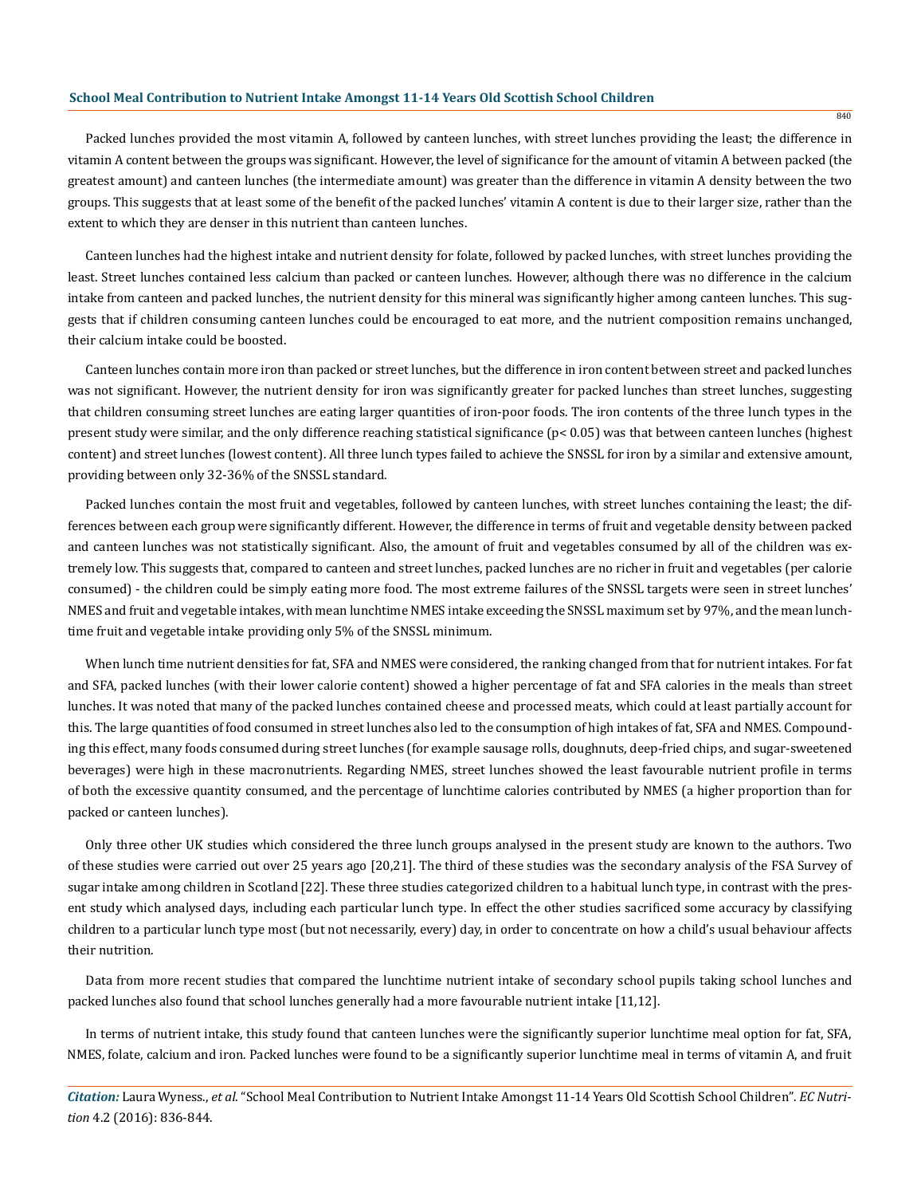Packed lunches provided the most vitamin A, followed by canteen lunches, with street lunches providing the least; the difference in vitamin A content between the groups was significant. However, the level of significance for the amount of vitamin A between packed (the greatest amount) and canteen lunches (the intermediate amount) was greater than the difference in vitamin A density between the two groups. This suggests that at least some of the benefit of the packed lunches' vitamin A content is due to their larger size, rather than the extent to which they are denser in this nutrient than canteen lunches.

Canteen lunches had the highest intake and nutrient density for folate, followed by packed lunches, with street lunches providing the least. Street lunches contained less calcium than packed or canteen lunches. However, although there was no difference in the calcium intake from canteen and packed lunches, the nutrient density for this mineral was significantly higher among canteen lunches. This suggests that if children consuming canteen lunches could be encouraged to eat more, and the nutrient composition remains unchanged, their calcium intake could be boosted.

Canteen lunches contain more iron than packed or street lunches, but the difference in iron content between street and packed lunches was not significant. However, the nutrient density for iron was significantly greater for packed lunches than street lunches, suggesting that children consuming street lunches are eating larger quantities of iron-poor foods. The iron contents of the three lunch types in the present study were similar, and the only difference reaching statistical significance ($p < 0.05$) was that between canteen lunches (highest content) and street lunches (lowest content). All three lunch types failed to achieve the SNSSL for iron by a similar and extensive amount, providing between only 32-36% of the SNSSL standard.

Packed lunches contain the most fruit and vegetables, followed by canteen lunches, with street lunches containing the least; the differences between each group were significantly different. However, the difference in terms of fruit and vegetable density between packed and canteen lunches was not statistically significant. Also, the amount of fruit and vegetables consumed by all of the children was extremely low. This suggests that, compared to canteen and street lunches, packed lunches are no richer in fruit and vegetables (per calorie consumed) - the children could be simply eating more food. The most extreme failures of the SNSSL targets were seen in street lunches' NMES and fruit and vegetable intakes, with mean lunchtime NMES intake exceeding the SNSSL maximum set by 97%, and the mean lunchtime fruit and vegetable intake providing only 5% of the SNSSL minimum.

When lunch time nutrient densities for fat, SFA and NMES were considered, the ranking changed from that for nutrient intakes. For fat and SFA, packed lunches (with their lower calorie content) showed a higher percentage of fat and SFA calories in the meals than street lunches. It was noted that many of the packed lunches contained cheese and processed meats, which could at least partially account for this. The large quantities of food consumed in street lunches also led to the consumption of high intakes of fat, SFA and NMES. Compounding this effect, many foods consumed during street lunches (for example sausage rolls, doughnuts, deep-fried chips, and sugar-sweetened beverages) were high in these macronutrients. Regarding NMES, street lunches showed the least favourable nutrient profile in terms of both the excessive quantity consumed, and the percentage of lunchtime calories contributed by NMES (a higher proportion than for packed or canteen lunches).

Only three other UK studies which considered the three lunch groups analysed in the present study are known to the authors. Two of these studies were carried out over 25 years ago [20,21]. The third of these studies was the secondary analysis of the FSA Survey of sugar intake among children in Scotland [22]. These three studies categorized children to a habitual lunch type, in contrast with the present study which analysed days, including each particular lunch type. In effect the other studies sacrificed some accuracy by classifying children to a particular lunch type most (but not necessarily, every) day, in order to concentrate on how a child's usual behaviour affects their nutrition.

Data from more recent studies that compared the lunchtime nutrient intake of secondary school pupils taking school lunches and packed lunches also found that school lunches generally had a more favourable nutrient intake [11,12].

In terms of nutrient intake, this study found that canteen lunches were the significantly superior lunchtime meal option for fat, SFA, NMES, folate, calcium and iron. Packed lunches were found to be a significantly superior lunchtime meal in terms of vitamin A, and fruit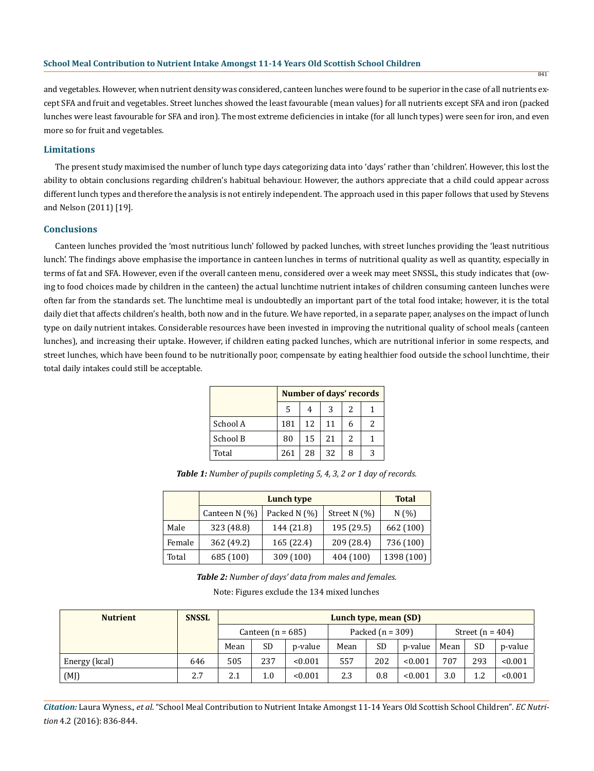and vegetables. However, when nutrient density was considered, canteen lunches were found to be superior in the case of all nutrients except SFA and fruit and vegetables. Street lunches showed the least favourable (mean values) for all nutrients except SFA and iron (packed lunches were least favourable for SFA and iron). The most extreme deficiencies in intake (for all lunch types) were seen for iron, and even more so for fruit and vegetables.

## Limitations

The present study maximised the number of lunch type days categorizing data into 'days' rather than 'children'. However, this lost the ability to obtain conclusions regarding children's habitual behaviour. However, the authors appreciate that a child could appear across different lunch types and therefore the analysis is not entirely independent. The approach used in this paper follows that used by Stevens and Nelson (2011) [19].

## Conclusions

Canteen lunches provided the 'most nutritious lunch' followed by packed lunches, with street lunches providing the 'least nutritious lunch'. The findings above emphasise the importance in canteen lunches in terms of nutritional quality as well as quantity, especially in terms of fat and SFA. However, even if the overall canteen menu, considered over a week may meet SNSSL, this study indicates that (owing to food choices made by children in the canteen) the actual lunchtime nutrient intakes of children consuming canteen lunches were often far from the standards set. The lunchtime meal is undoubtedly an important part of the total food intake; however, it is the total daily diet that affects children's health, both now and in the future. We have reported, in a separate paper, analyses on the impact of lunch type on daily nutrient intakes. Considerable resources have been invested in improving the nutritional quality of school meals (canteen lunches), and increasing their uptake. However, if children eating packed lunches, which are nutritional inferior in some respects, and street lunches, which have been found to be nutritionally poor, compensate by eating healthier food outside the school lunchtime, their total daily intakes could still be acceptable.

| | Number of days' records | | | | |
|---|---|---|---|---|---|
| | 5 | 4 | 3 | 2 | 1 |
| School A | 181 | 12 | 11 | 6 | 2 |
| School B | 80 | 15 | 21 | 2 | 1 |
| Total | 261 | 28 | 32 | 8 | 3 |

***Table 1:** Number of pupils completing 5, 4, 3, 2 or 1 day of records.*

| | Lunch type | | | Total |
|---|---|---|---|---|
| | Canteen N (%) | Packed N (%) | Street N (%) | N (%) |
| Male | 323 (48.8) | 144 (21.8) | 195 (29.5) | 662 (100) |
| Female | 362 (49.2) | 165 (22.4) | 209 (28.4) | 736 (100) |
| Total | 685 (100) | 309 (100) | 404 (100) | 1398 (100) |

***Table 2:** Number of days' data from males and females.*

Note: Figures exclude the 134 mixed lunches

| Nutrient | SNSSL | Lunch type, mean (SD) | | | | | | | | |
|---|---|---|---|---|---|---|---|---|---|---|
| | | Canteen (n = 685) | | | Packed (n = 309) | | | Street (n = 404) | | |
| | | Mean | SD | p-value | Mean | SD | p-value | Mean | SD | p-value |
| Energy (kcal) | 646 | 505 | 237 | <0.001 | 557 | 202 | <0.001 | 707 | 293 | <0.001 |
| (MJ) | 2.7 | 2.1 | 1.0 | <0.001 | 2.3 | 0.8 | <0.001 | 3.0 | 1.2 | <0.001 |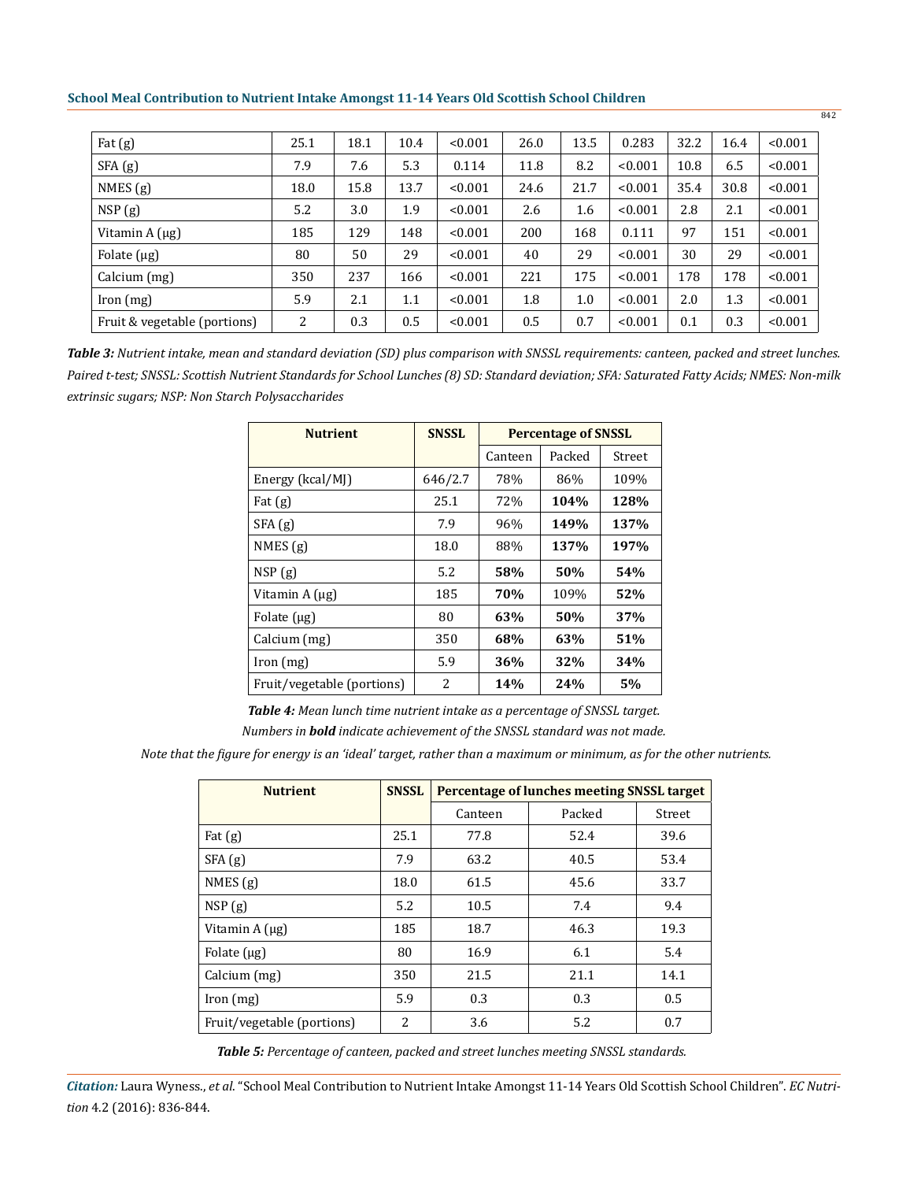| Fat (g) | 25.1 | 18.1 | 10.4 | <0.001 | 26.0 | 13.5 | 0.283 | 32.2 | 16.4 | <0.001 |
|---|---|---|---|---|---|---|---|---|---|---|
| SFA (g) | 7.9 | 7.6 | 5.3 | 0.114 | 11.8 | 8.2 | <0.001 | 10.8 | 6.5 | <0.001 |
| NMES (g) | 18.0 | 15.8 | 13.7 | <0.001 | 24.6 | 21.7 | <0.001 | 35.4 | 30.8 | <0.001 |
| NSP (g) | 5.2 | 3.0 | 1.9 | <0.001 | 2.6 | 1.6 | <0.001 | 2.8 | 2.1 | <0.001 |
| Vitamin A (µg) | 185 | 129 | 148 | <0.001 | 200 | 168 | 0.111 | 97 | 151 | <0.001 |
| Folate (µg) | 80 | 50 | 29 | <0.001 | 40 | 29 | <0.001 | 30 | 29 | <0.001 |
| Calcium (mg) | 350 | 237 | 166 | <0.001 | 221 | 175 | <0.001 | 178 | 178 | <0.001 |
| Iron (mg) | 5.9 | 2.1 | 1.1 | <0.001 | 1.8 | 1.0 | <0.001 | 2.0 | 1.3 | <0.001 |
| Fruit & vegetable (portions) | 2 | 0.3 | 0.5 | <0.001 | 0.5 | 0.7 | <0.001 | 0.1 | 0.3 | <0.001 |

***Table 3:*** *Nutrient intake, mean and standard deviation (SD) plus comparison with SNSSL requirements: canteen, packed and street lunches. Paired t-test; SNSSL: Scottish Nutrient Standards for School Lunches (8) SD: Standard deviation; SFA: Saturated Fatty Acids; NMES: Non-milk extrinsic sugars; NSP: Non Starch Polysaccharides*

| Nutrient | SNSSL | Percentage of SNSSL | | |
|---|---|---|---|---|
| | | Canteen | Packed | Street |
| Energy (kcal/MJ) | 646/2.7 | 78% | 86% | 109% |
| Fat (g) | 25.1 | 72% | **104%** | **128%** |
| SFA (g) | 7.9 | 96% | **149%** | **137%** |
| NMES (g) | 18.0 | 88% | **137%** | **197%** |
| NSP (g) | 5.2 | **58%** | **50%** | **54%** |
| Vitamin A (µg) | 185 | **70%** | 109% | **52%** |
| Folate (µg) | 80 | **63%** | **50%** | **37%** |
| Calcium (mg) | 350 | **68%** | **63%** | **51%** |
| Iron (mg) | 5.9 | **36%** | **32%** | **34%** |
| Fruit/vegetable (portions) | 2 | **14%** | **24%** | **5%** |

***Table 4:*** *Mean lunch time nutrient intake as a percentage of SNSSL target.*
*Numbers in **bold** indicate achievement of the SNSSL standard was not made.*
*Note that the figure for energy is an 'ideal' target, rather than a maximum or minimum, as for the other nutrients.*

| Nutrient | SNSSL | Percentage of lunches meeting SNSSL target | | |
|---|---|---|---|---|
| | | Canteen | Packed | Street |
| Fat (g) | 25.1 | 77.8 | 52.4 | 39.6 |
| SFA (g) | 7.9 | 63.2 | 40.5 | 53.4 |
| NMES (g) | 18.0 | 61.5 | 45.6 | 33.7 |
| NSP (g) | 5.2 | 10.5 | 7.4 | 9.4 |
| Vitamin A (µg) | 185 | 18.7 | 46.3 | 19.3 |
| Folate (µg) | 80 | 16.9 | 6.1 | 5.4 |
| Calcium (mg) | 350 | 21.5 | 21.1 | 14.1 |
| Iron (mg) | 5.9 | 0.3 | 0.3 | 0.5 |
| Fruit/vegetable (portions) | 2 | 3.6 | 5.2 | 0.7 |

***Table 5:*** *Percentage of canteen, packed and street lunches meeting SNSSL standards.*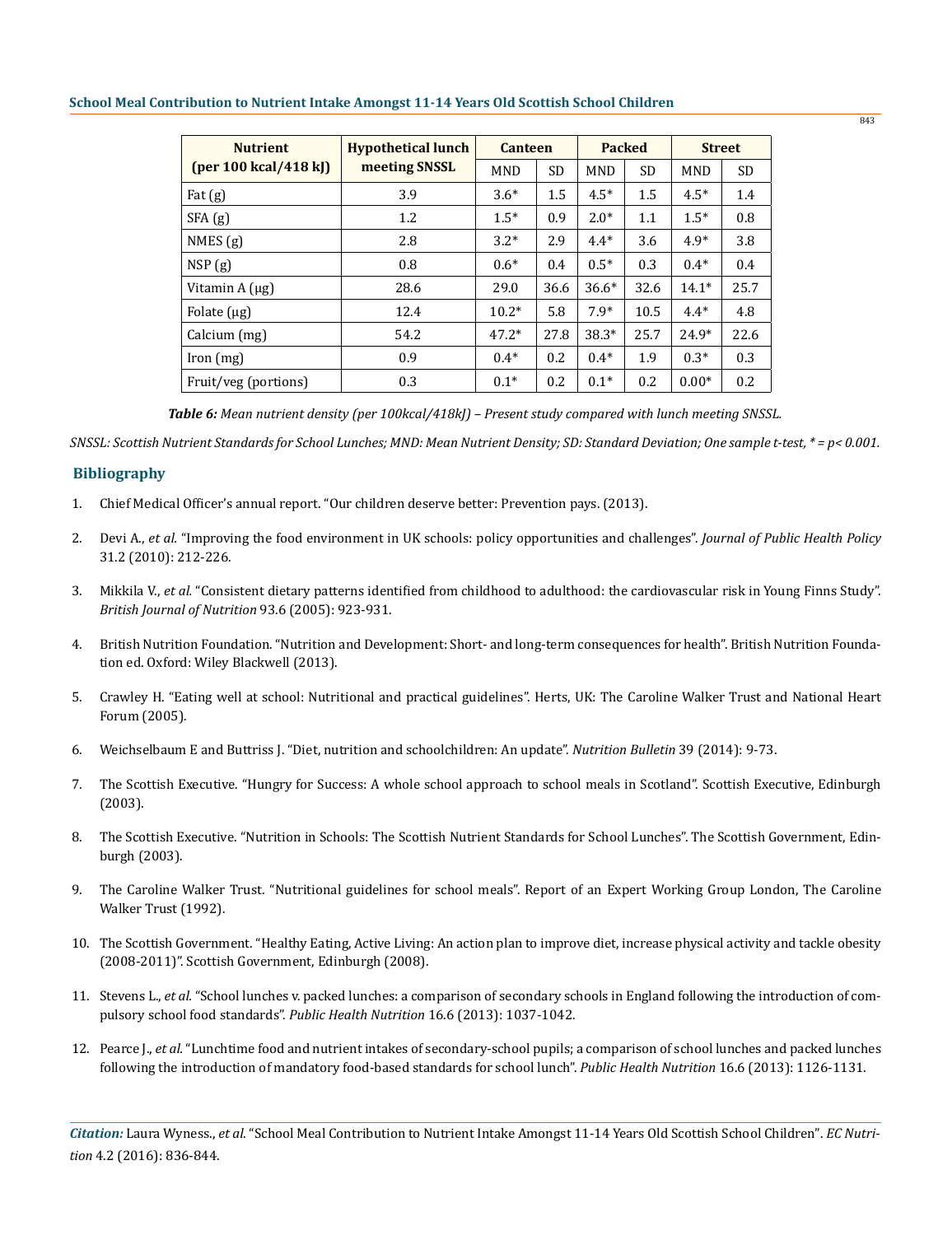| Nutrient (per 100 kcal/418 kJ) | Hypothetical lunch meeting SNSSL | Canteen | | Packed | | Street | |
|---|---|---|---|---|---|---|---|
| | | MND | SD | MND | SD | MND | SD |
| Fat (g) | 3.9 | 3.6* | 1.5 | 4.5* | 1.5 | 4.5* | 1.4 |
| SFA (g) | 1.2 | 1.5* | 0.9 | 2.0* | 1.1 | 1.5* | 0.8 |
| NMES (g) | 2.8 | 3.2* | 2.9 | 4.4* | 3.6 | 4.9* | 3.8 |
| NSP (g) | 0.8 | 0.6* | 0.4 | 0.5* | 0.3 | 0.4* | 0.4 |
| Vitamin A (μg) | 28.6 | 29.0 | 36.6 | 36.6* | 32.6 | 14.1* | 25.7 |
| Folate (μg) | 12.4 | 10.2* | 5.8 | 7.9* | 10.5 | 4.4* | 4.8 |
| Calcium (mg) | 54.2 | 47.2* | 27.8 | 38.3* | 25.7 | 24.9* | 22.6 |
| Iron (mg) | 0.9 | 0.4* | 0.2 | 0.4* | 1.9 | 0.3* | 0.3 |
| Fruit/veg (portions) | 0.3 | 0.1* | 0.2 | 0.1* | 0.2 | 0.00* | 0.2 |

***Table 6:*** *Mean nutrient density (per 100kcal/418kJ) – Present study compared with lunch meeting SNSSL.*

*SNSSL: Scottish Nutrient Standards for School Lunches; MND: Mean Nutrient Density; SD: Standard Deviation; One sample t-test, * = p< 0.001.*

## Bibliography

1. Chief Medical Officer's annual report. "Our children deserve better: Prevention pays. (2013).
2. Devi A., *et al.* "Improving the food environment in UK schools: policy opportunities and challenges". *Journal of Public Health Policy* 31.2 (2010): 212-226.
3. Mikkila V., *et al.* "Consistent dietary patterns identified from childhood to adulthood: the cardiovascular risk in Young Finns Study". *British Journal of Nutrition* 93.6 (2005): 923-931.
4. British Nutrition Foundation. "Nutrition and Development: Short- and long-term consequences for health". British Nutrition Foundation ed. Oxford: Wiley Blackwell (2013).
5. Crawley H. "Eating well at school: Nutritional and practical guidelines". Herts, UK: The Caroline Walker Trust and National Heart Forum (2005).
6. Weichselbaum E and Buttriss J. "Diet, nutrition and schoolchildren: An update". *Nutrition Bulletin* 39 (2014): 9-73.
7. The Scottish Executive. "Hungry for Success: A whole school approach to school meals in Scotland". Scottish Executive, Edinburgh (2003).
8. The Scottish Executive. "Nutrition in Schools: The Scottish Nutrient Standards for School Lunches". The Scottish Government, Edinburgh (2003).
9. The Caroline Walker Trust. "Nutritional guidelines for school meals". Report of an Expert Working Group London, The Caroline Walker Trust (1992).
10. The Scottish Government. "Healthy Eating, Active Living: An action plan to improve diet, increase physical activity and tackle obesity (2008-2011)". Scottish Government, Edinburgh (2008).
11. Stevens L., *et al.* "School lunches v. packed lunches: a comparison of secondary schools in England following the introduction of compulsory school food standards". *Public Health Nutrition* 16.6 (2013): 1037-1042.
12. Pearce J., *et al.* "Lunchtime food and nutrient intakes of secondary-school pupils; a comparison of school lunches and packed lunches following the introduction of mandatory food-based standards for school lunch". *Public Health Nutrition* 16.6 (2013): 1126-1131.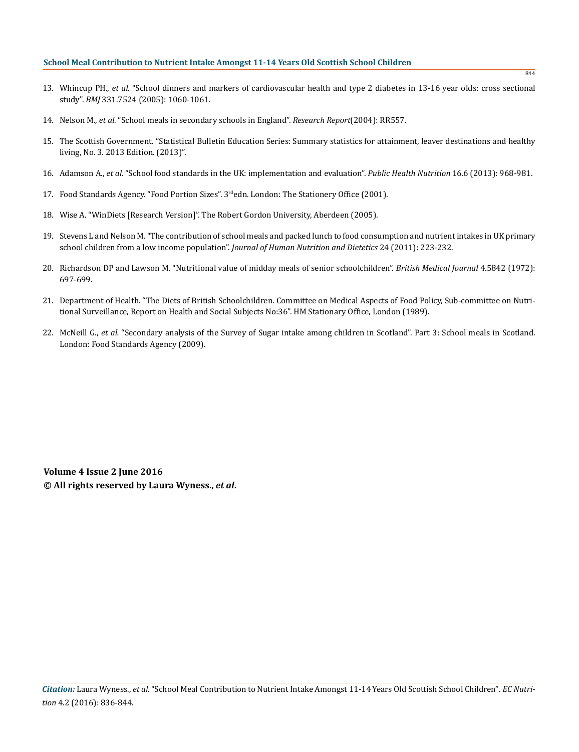13. Whincup PH., *et al*. "School dinners and markers of cardiovascular health and type 2 diabetes in 13-16 year olds: cross sectional study". *BMJ* 331.7524 (2005): 1060-1061.

14. Nelson M., *et al*. "School meals in secondary schools in England". *Research Report*(2004): RR557.

15. The Scottish Government. "Statistical Bulletin Education Series: Summary statistics for attainment, leaver destinations and healthy living, No. 3. 2013 Edition. (2013)".

16. Adamson A., *et al.* "School food standards in the UK: implementation and evaluation". *Public Health Nutrition* 16.6 (2013): 968-981.

17. Food Standards Agency. "Food Portion Sizes". 3rdedn. London: The Stationery Office (2001).

18. Wise A. "WinDiets [Research Version]". The Robert Gordon University, Aberdeen (2005).

19. Stevens L and Nelson M. "The contribution of school meals and packed lunch to food consumption and nutrient intakes in UK primary school children from a low income population". *Journal of Human Nutrition and Dietetics* 24 (2011): 223-232.

20. Richardson DP and Lawson M. "Nutritional value of midday meals of senior schoolchildren". *British Medical Journal* 4.5842 (1972): 697-699.

21. Department of Health. "The Diets of British Schoolchildren. Committee on Medical Aspects of Food Policy, Sub-committee on Nutritional Surveillance, Report on Health and Social Subjects No:36". HM Stationary Office, London (1989).

22. McNeill G., *et al.* "Secondary analysis of the Survey of Sugar intake among children in Scotland". Part 3: School meals in Scotland. London: Food Standards Agency (2009).

**Volume 4 Issue 2 June 2016**
**© All rights reserved by Laura Wyness., *et al*.**